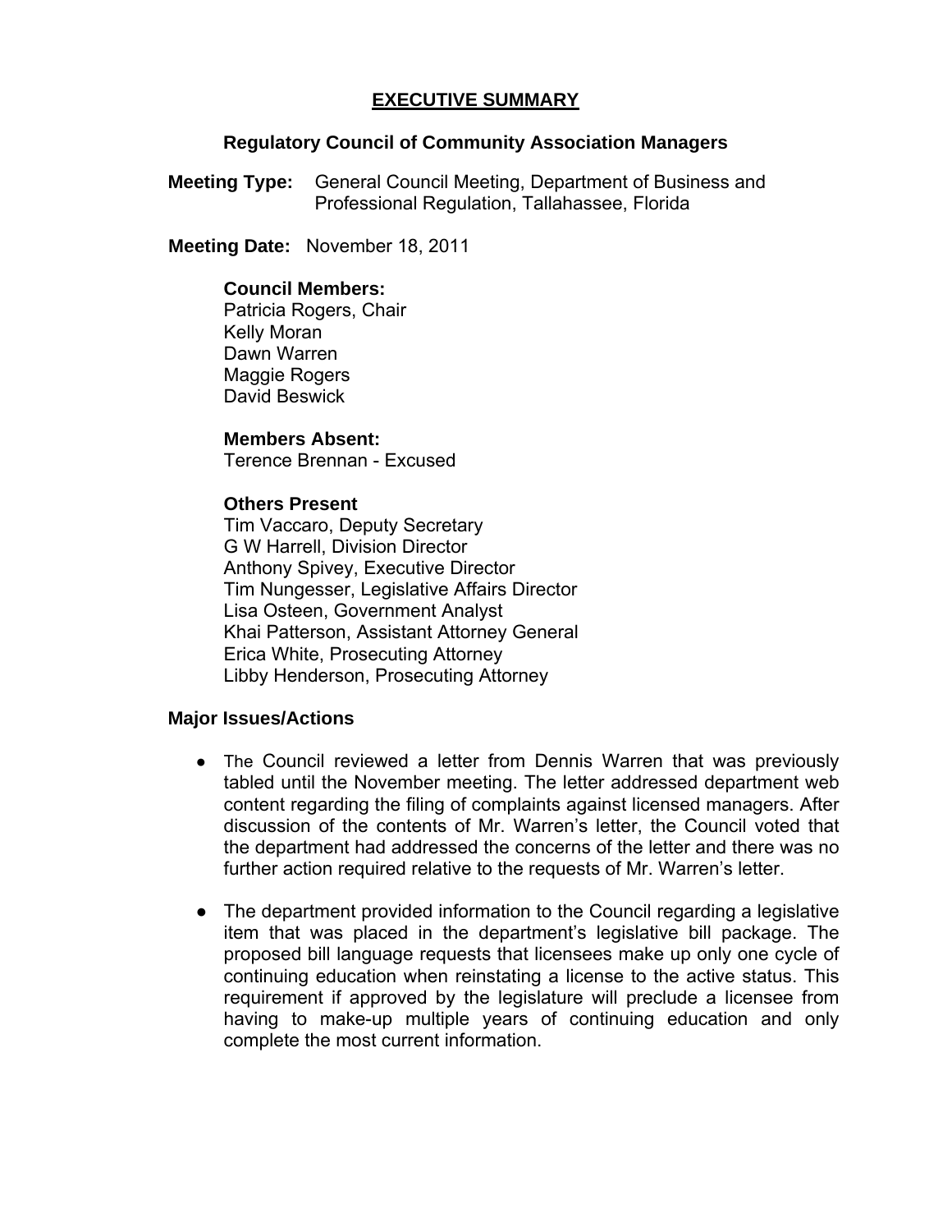# EXECUTIVE SUMMARY

## Regulatory Council of Community Association Managers

**Meeting Type:** General Council Meeting, Department of Business and Professional Regulation, Tallahassee, Florida

**Meeting Date:** November 18, 2011

**Council Members:**
Patricia Rogers, Chair
Kelly Moran
Dawn Warren
Maggie Rogers
David Beswick

**Members Absent:**
Terence Brennan - Excused

**Others Present**
Tim Vaccaro, Deputy Secretary
G W Harrell, Division Director
Anthony Spivey, Executive Director
Tim Nungesser, Legislative Affairs Director
Lisa Osteen, Government Analyst
Khai Patterson, Assistant Attorney General
Erica White, Prosecuting Attorney
Libby Henderson, Prosecuting Attorney

**Major Issues/Actions**

- The Council reviewed a letter from Dennis Warren that was previously tabled until the November meeting. The letter addressed department web content regarding the filing of complaints against licensed managers. After discussion of the contents of Mr. Warren's letter, the Council voted that the department had addressed the concerns of the letter and there was no further action required relative to the requests of Mr. Warren's letter.

- The department provided information to the Council regarding a legislative item that was placed in the department's legislative bill package. The proposed bill language requests that licensees make up only one cycle of continuing education when reinstating a license to the active status. This requirement if approved by the legislature will preclude a licensee from having to make-up multiple years of continuing education and only complete the most current information.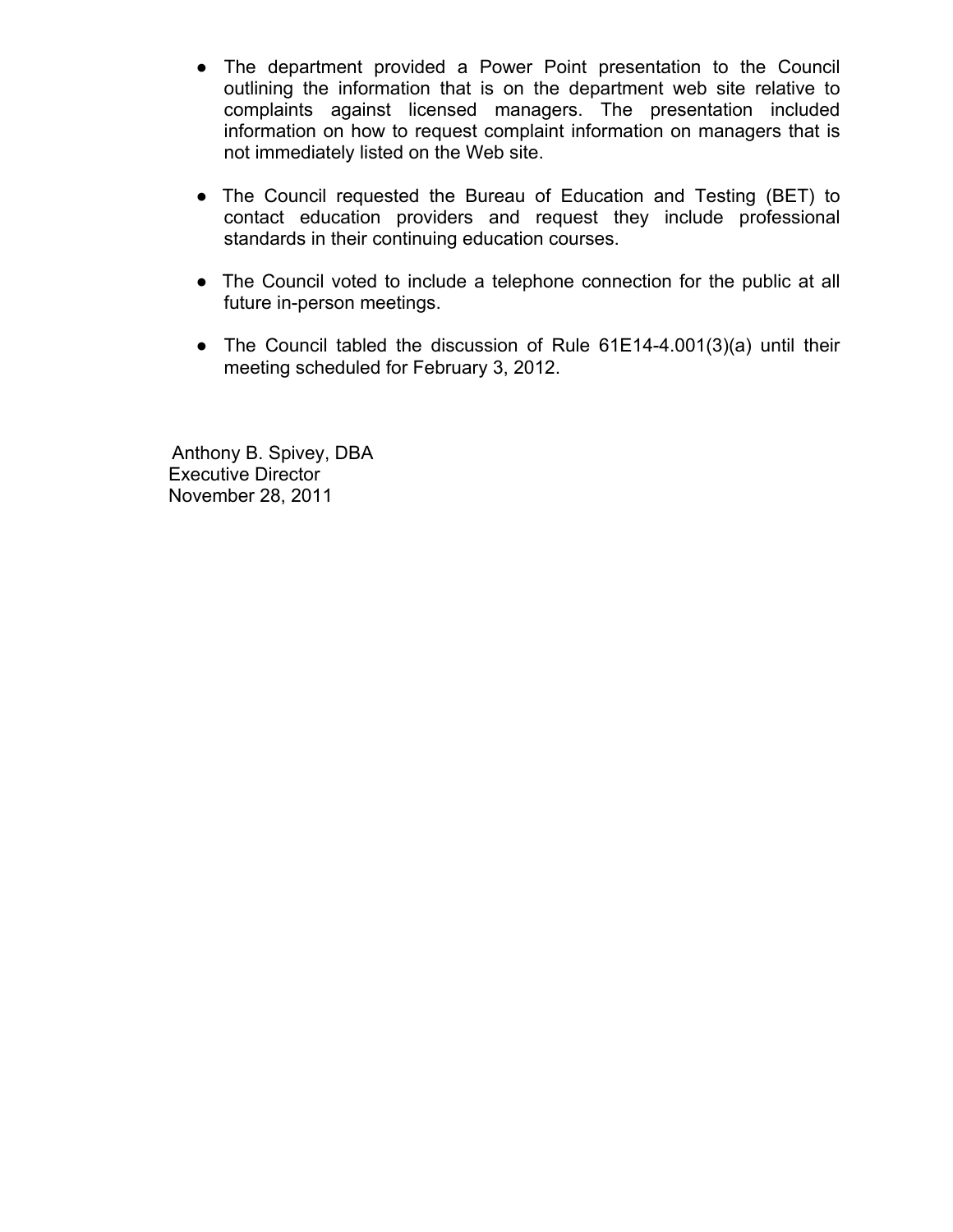- The department provided a Power Point presentation to the Council outlining the information that is on the department web site relative to complaints against licensed managers. The presentation included information on how to request complaint information on managers that is not immediately listed on the Web site.

- The Council requested the Bureau of Education and Testing (BET) to contact education providers and request they include professional standards in their continuing education courses.

- The Council voted to include a telephone connection for the public at all future in-person meetings.

- The Council tabled the discussion of Rule 61E14-4.001(3)(a) until their meeting scheduled for February 3, 2012.

Anthony B. Spivey, DBA
Executive Director
November 28, 2011